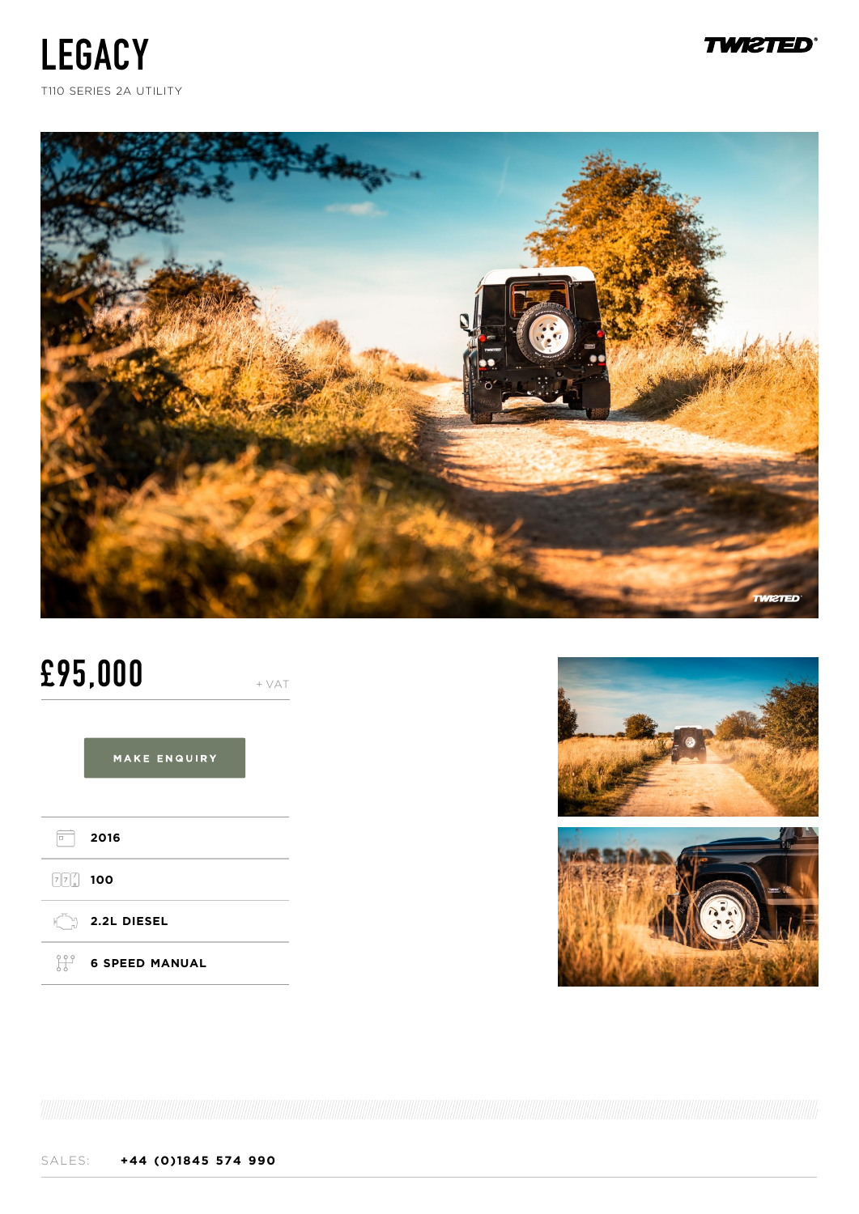# LEGACY

T110 SERIES 2A UTILITY

TWISTED

## £95,000

+ VAT

MAKE ENQUIRY

- 2016
- 100
- 2.2L DIESEL
- 6 SPEED MANUAL

SALES: **+44 (0)1845 574 990**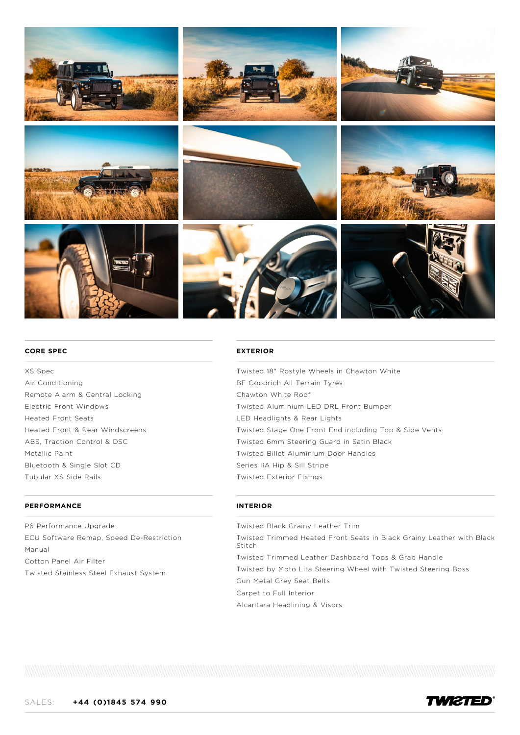## CORE SPEC

- XS Spec
- Air Conditioning
- Remote Alarm & Central Locking
- Electric Front Windows
- Heated Front Seats
- Heated Front & Rear Windscreens
- ABS, Traction Control & DSC
- Metallic Paint
- Bluetooth & Single Slot CD
- Tubular XS Side Rails

## EXTERIOR

- Twisted 18" Rostyle Wheels in Chawton White
- BF Goodrich All Terrain Tyres
- Chawton White Roof
- Twisted Aluminium LED DRL Front Bumper
- LED Headlights & Rear Lights
- Twisted Stage One Front End including Top & Side Vents
- Twisted 6mm Steering Guard in Satin Black
- Twisted Billet Aluminium Door Handles
- Series IIA Hip & Sill Stripe
- Twisted Exterior Fixings

## PERFORMANCE

- P6 Performance Upgrade
- ECU Software Remap, Speed De-Restriction
- Manual
- Cotton Panel Air Filter
- Twisted Stainless Steel Exhaust System

## INTERIOR

- Twisted Black Grainy Leather Trim
- Twisted Trimmed Heated Front Seats in Black Grainy Leather with Black Stitch
- Twisted Trimmed Leather Dashboard Tops & Grab Handle
- Twisted by Moto Lita Steering Wheel with Twisted Steering Boss
- Gun Metal Grey Seat Belts
- Carpet to Full Interior
- Alcantara Headlining & Visors

SALES: **+44 (0)1845 574 990**

TWISTED®